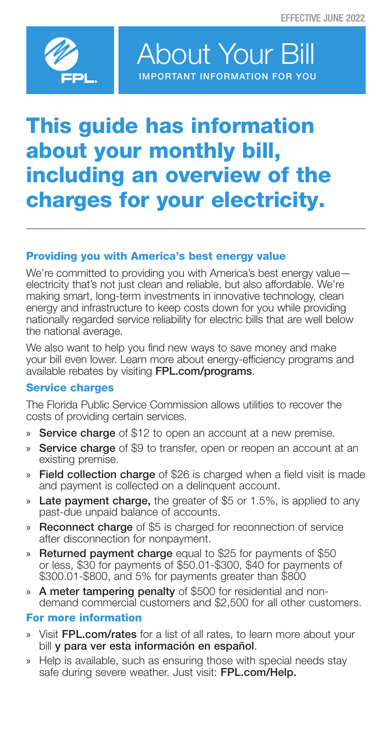EFFECTIVE JUNE 2022

FPL.

# About Your Bill

IMPORTANT INFORMATION FOR YOU

# This guide has information about your monthly bill, including an overview of the charges for your electricity.

### Providing you with America's best energy value

We're committed to providing you with America's best energy value—electricity that's not just clean and reliable, but also affordable. We're making smart, long-term investments in innovative technology, clean energy and infrastructure to keep costs down for you while providing nationally regarded service reliability for electric bills that are well below the national average.

We also want to help you find new ways to save money and make your bill even lower. Learn more about energy-efficiency programs and available rebates by visiting **FPL.com/programs**.

### Service charges

The Florida Public Service Commission allows utilities to recover the costs of providing certain services.

- **Service charge** of $12 to open an account at a new premise.
- **Service charge** of $9 to transfer, open or reopen an account at an existing premise.
- **Field collection charge** of $26 is charged when a field visit is made and payment is collected on a delinquent account.
- **Late payment charge,** the greater of $5 or 1.5%, is applied to any past-due unpaid balance of accounts.
- **Reconnect charge** of $5 is charged for reconnection of service after disconnection for nonpayment.
- **Returned payment charge** equal to $25 for payments of $50 or less, $30 for payments of $50.01-$300, $40 for payments of $300.01-$800, and 5% for payments greater than $800
- **A meter tampering penalty** of $500 for residential and non-demand commercial customers and $2,500 for all other customers.

### For more information

- Visit **FPL.com/rates** for a list of all rates, to learn more about your bill **y para ver esta información en español**.
- Help is available, such as ensuring those with special needs stay safe during severe weather. Just visit: **FPL.com/Help.**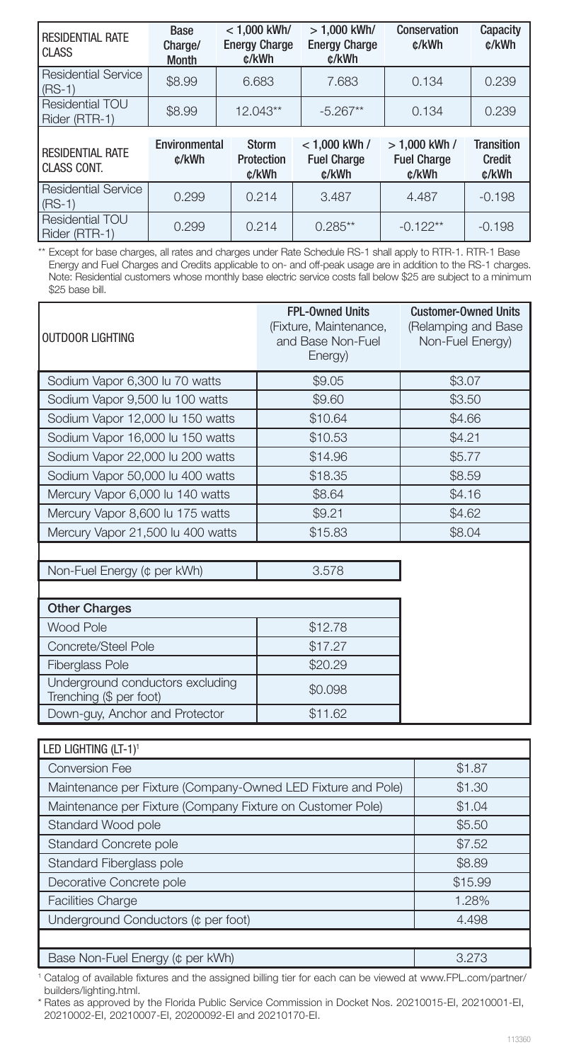| RESIDENTIAL RATE CLASS | Base Charge/ Month | < 1,000 kWh/ Energy Charge ¢/kWh | > 1,000 kWh/ Energy Charge ¢/kWh | Conservation ¢/kWh | Capacity ¢/kWh |
|---|---|---|---|---|---|
| Residential Service (RS-1) | $8.99 | 6.683 | 7.683 | 0.134 | 0.239 |
| Residential TOU Rider (RTR-1) | $8.99 | 12.043** | -5.267** | 0.134 | 0.239 |

| RESIDENTIAL RATE CLASS CONT. | Environmental ¢/kWh | Storm Protection ¢/kWh | < 1,000 kWh / Fuel Charge ¢/kWh | > 1,000 kWh / Fuel Charge ¢/kWh | Transition Credit ¢/kWh |
|---|---|---|---|---|---|
| Residential Service (RS-1) | 0.299 | 0.214 | 3.487 | 4.487 | -0.198 |
| Residential TOU Rider (RTR-1) | 0.299 | 0.214 | 0.285** | -0.122** | -0.198 |

** Except for base charges, all rates and charges under Rate Schedule RS-1 shall apply to RTR-1. RTR-1 Base Energy and Fuel Charges and Credits applicable to on- and off-peak usage are in addition to the RS-1 charges. Note: Residential customers whose monthly base electric service costs fall below $25 are subject to a minimum $25 base bill.

| OUTDOOR LIGHTING | FPL-Owned Units (Fixture, Maintenance, and Base Non-Fuel Energy) | Customer-Owned Units (Relamping and Base Non-Fuel Energy) |
|---|---|---|
| Sodium Vapor 6,300 lu 70 watts | $9.05 | $3.07 |
| Sodium Vapor 9,500 lu 100 watts | $9.60 | $3.50 |
| Sodium Vapor 12,000 lu 150 watts | $10.64 | $4.66 |
| Sodium Vapor 16,000 lu 150 watts | $10.53 | $4.21 |
| Sodium Vapor 22,000 lu 200 watts | $14.96 | $5.77 |
| Sodium Vapor 50,000 lu 400 watts | $18.35 | $8.59 |
| Mercury Vapor 6,000 lu 140 watts | $8.64 | $4.16 |
| Mercury Vapor 8,600 lu 175 watts | $9.21 | $4.62 |
| Mercury Vapor 21,500 lu 400 watts | $15.83 | $8.04 |

| | |
|---|---|
| Non-Fuel Energy (¢ per kWh) | 3.578 |

| Other Charges | |
|---|---|
| Wood Pole | $12.78 |
| Concrete/Steel Pole | $17.27 |
| Fiberglass Pole | $20.29 |
| Underground conductors excluding Trenching ($ per foot) | $0.098 |
| Down-guy, Anchor and Protector | $11.62 |

| LED LIGHTING (LT-1)[1] | |
|---|---|
| Conversion Fee | $1.87 |
| Maintenance per Fixture (Company-Owned LED Fixture and Pole) | $1.30 |
| Maintenance per Fixture (Company Fixture on Customer Pole) | $1.04 |
| Standard Wood pole | $5.50 |
| Standard Concrete pole | $7.52 |
| Standard Fiberglass pole | $8.89 |
| Decorative Concrete pole | $15.99 |
| Facilities Charge | 1.28% |
| Underground Conductors (¢ per foot) | 4.498 |
| | |
| Base Non-Fuel Energy (¢ per kWh) | 3.273 |

[1] Catalog of available fixtures and the assigned billing tier for each can be viewed at www.FPL.com/partner/builders/lighting.html.

* Rates as approved by the Florida Public Service Commission in Docket Nos. 20210015-EI, 20210001-EI, 20210002-EI, 20210007-EI, 20200092-EI and 20210170-EI.

113360